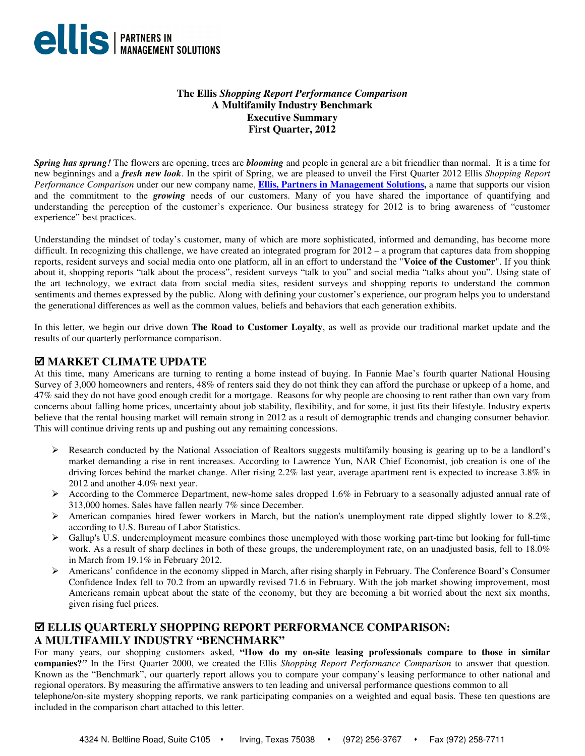**ellis** | PARTNERS IN MANAGEMENT SOLUTIONS

# The Ellis *Shopping Report Performance Comparison*
## A Multifamily Industry Benchmark
## Executive Summary
## First Quarter, 2012

***Spring has sprung!*** The flowers are opening, trees are ***blooming*** and people in general are a bit friendlier than normal. It is a time for new beginnings and a ***fresh new look***. In the spirit of Spring, we are pleased to unveil the First Quarter 2012 Ellis *Shopping Report Performance Comparison* under our new company name, **Ellis, Partners in Management Solutions,** a name that supports our vision and the commitment to the ***growing*** needs of our customers. Many of you have shared the importance of quantifying and understanding the perception of the customer's experience. Our business strategy for 2012 is to bring awareness of "customer experience" best practices.

Understanding the mindset of today's customer, many of which are more sophisticated, informed and demanding, has become more difficult. In recognizing this challenge, we have created an integrated program for 2012 – a program that captures data from shopping reports, resident surveys and social media onto one platform, all in an effort to understand the "**Voice of the Customer**". If you think about it, shopping reports "talk about the process", resident surveys "talk to you" and social media "talks about you". Using state of the art technology, we extract data from social media sites, resident surveys and shopping reports to understand the common sentiments and themes expressed by the public. Along with defining your customer's experience, our program helps you to understand the generational differences as well as the common values, beliefs and behaviors that each generation exhibits.

In this letter, we begin our drive down **The Road to Customer Loyalty**, as well as provide our traditional market update and the results of our quarterly performance comparison.

## ☑ MARKET CLIMATE UPDATE

At this time, many Americans are turning to renting a home instead of buying. In Fannie Mae's fourth quarter National Housing Survey of 3,000 homeowners and renters, 48% of renters said they do not think they can afford the purchase or upkeep of a home, and 47% said they do not have good enough credit for a mortgage. Reasons for why people are choosing to rent rather than own vary from concerns about falling home prices, uncertainty about job stability, flexibility, and for some, it just fits their lifestyle. Industry experts believe that the rental housing market will remain strong in 2012 as a result of demographic trends and changing consumer behavior. This will continue driving rents up and pushing out any remaining concessions.

- Research conducted by the National Association of Realtors suggests multifamily housing is gearing up to be a landlord's market demanding a rise in rent increases. According to Lawrence Yun, NAR Chief Economist, job creation is one of the driving forces behind the market change. After rising 2.2% last year, average apartment rent is expected to increase 3.8% in 2012 and another 4.0% next year.
- According to the Commerce Department, new-home sales dropped 1.6% in February to a seasonally adjusted annual rate of 313,000 homes. Sales have fallen nearly 7% since December.
- American companies hired fewer workers in March, but the nation's unemployment rate dipped slightly lower to 8.2%, according to U.S. Bureau of Labor Statistics.
- Gallup's U.S. underemployment measure combines those unemployed with those working part-time but looking for full-time work. As a result of sharp declines in both of these groups, the underemployment rate, on an unadjusted basis, fell to 18.0% in March from 19.1% in February 2012.
- Americans' confidence in the economy slipped in March, after rising sharply in February. The Conference Board's Consumer Confidence Index fell to 70.2 from an upwardly revised 71.6 in February. With the job market showing improvement, most Americans remain upbeat about the state of the economy, but they are becoming a bit worried about the next six months, given rising fuel prices.

## ☑ ELLIS QUARTERLY SHOPPING REPORT PERFORMANCE COMPARISON: A MULTIFAMILY INDUSTRY "BENCHMARK"

For many years, our shopping customers asked, **"How do my on-site leasing professionals compare to those in similar companies?"** In the First Quarter 2000, we created the Ellis *Shopping Report Performance Comparison* to answer that question. Known as the "Benchmark", our quarterly report allows you to compare your company's leasing performance to other national and regional operators. By measuring the affirmative answers to ten leading and universal performance questions common to all telephone/on-site mystery shopping reports, we rank participating companies on a weighted and equal basis. These ten questions are included in the comparison chart attached to this letter.

4324 N. Beltline Road, Suite C105 • Irving, Texas 75038 • (972) 256-3767 • Fax (972) 258-7711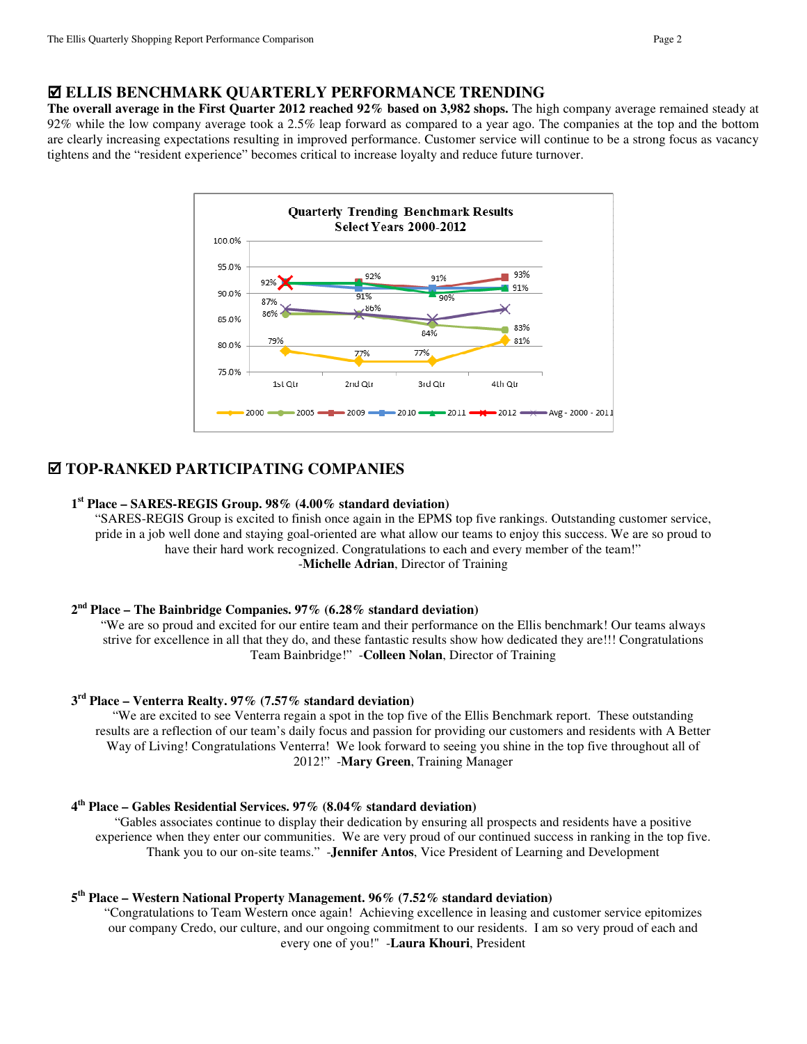## ☑ ELLIS BENCHMARK QUARTERLY PERFORMANCE TRENDING

**The overall average in the First Quarter 2012 reached 92% based on 3,982 shops.** The high company average remained steady at 92% while the low company average took a 2.5% leap forward as compared to a year ago. The companies at the top and the bottom are clearly increasing expectations resulting in improved performance. Customer service will continue to be a strong focus as vacancy tightens and the "resident experience" becomes critical to increase loyalty and reduce future turnover.

## ☑ TOP-RANKED PARTICIPATING COMPANIES

**1st Place – SARES-REGIS Group. 98% (4.00% standard deviation)**

"SARES-REGIS Group is excited to finish once again in the EPMS top five rankings. Outstanding customer service, pride in a job well done and staying goal-oriented are what allow our teams to enjoy this success. We are so proud to have their hard work recognized. Congratulations to each and every member of the team!"
-**Michelle Adrian**, Director of Training

**2nd Place – The Bainbridge Companies. 97% (6.28% standard deviation)**

"We are so proud and excited for our entire team and their performance on the Ellis benchmark! Our teams always strive for excellence in all that they do, and these fantastic results show how dedicated they are!!! Congratulations Team Bainbridge!" -**Colleen Nolan**, Director of Training

**3rd Place – Venterra Realty. 97% (7.57% standard deviation)**

"We are excited to see Venterra regain a spot in the top five of the Ellis Benchmark report. These outstanding results are a reflection of our team's daily focus and passion for providing our customers and residents with A Better Way of Living! Congratulations Venterra! We look forward to seeing you shine in the top five throughout all of 2012!" -**Mary Green**, Training Manager

**4th Place – Gables Residential Services. 97% (8.04% standard deviation)**

"Gables associates continue to display their dedication by ensuring all prospects and residents have a positive experience when they enter our communities. We are very proud of our continued success in ranking in the top five. Thank you to our on-site teams." -**Jennifer Antos**, Vice President of Learning and Development

**5th Place – Western National Property Management. 96% (7.52% standard deviation)**

"Congratulations to Team Western once again! Achieving excellence in leasing and customer service epitomizes our company Credo, our culture, and our ongoing commitment to our residents. I am so very proud of each and every one of you!" -**Laura Khouri**, President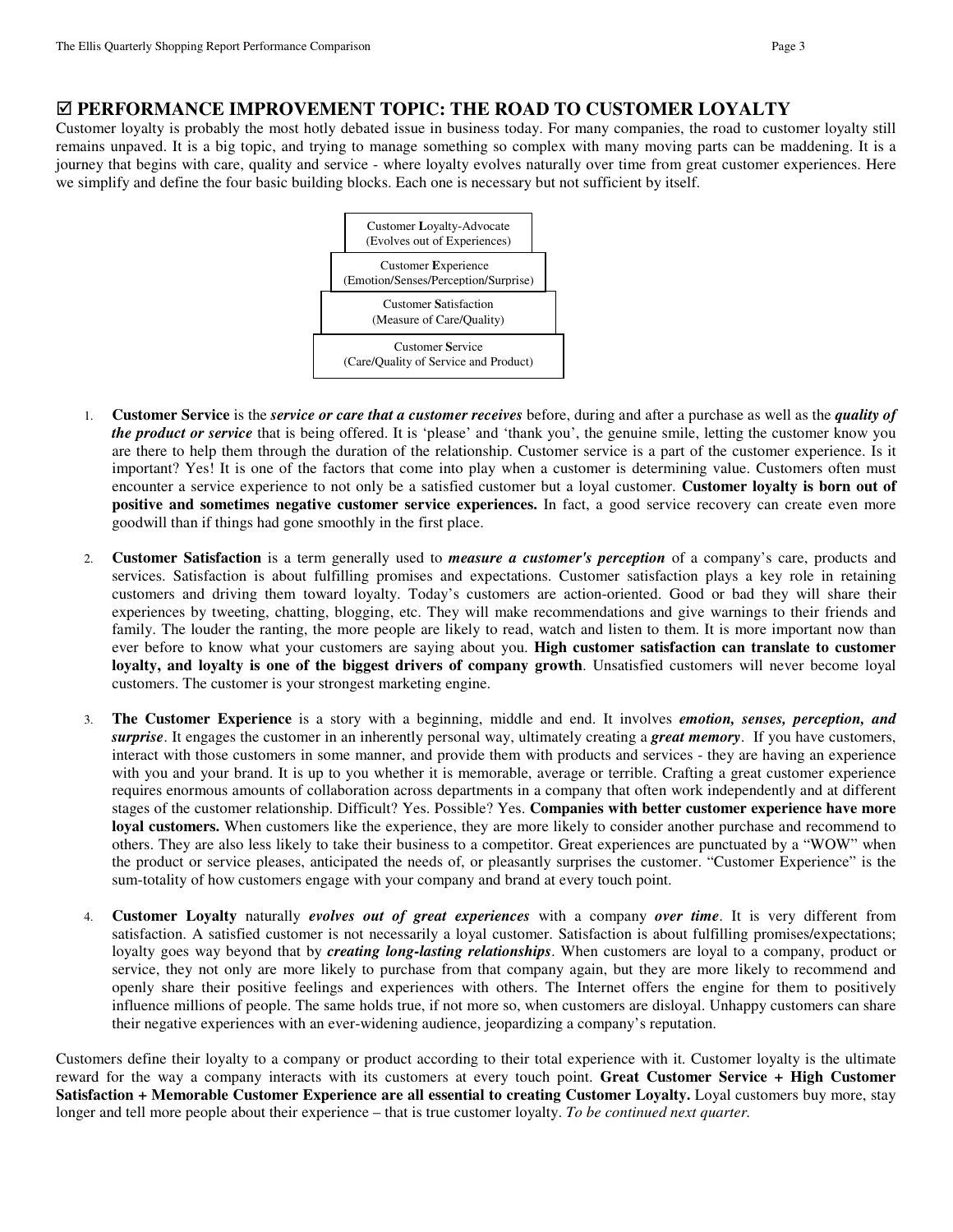## ☑ PERFORMANCE IMPROVEMENT TOPIC: THE ROAD TO CUSTOMER LOYALTY

Customer loyalty is probably the most hotly debated issue in business today. For many companies, the road to customer loyalty still remains unpaved. It is a big topic, and trying to manage something so complex with many moving parts can be maddening. It is a journey that begins with care, quality and service - where loyalty evolves naturally over time from great customer experiences. Here we simplify and define the four basic building blocks. Each one is necessary but not sufficient by itself.

| Customer **L**oyalty-Advocate (Evolves out of Experiences) |
| --- |
| Customer **E**xperience (Emotion/Senses/Perception/Surprise) |
| Customer **S**atisfaction (Measure of Care/Quality) |
| Customer **S**ervice (Care/Quality of Service and Product) |

1. **Customer Service** is the ***service or care that a customer receives*** before, during and after a purchase as well as the ***quality of the product or service*** that is being offered. It is 'please' and 'thank you', the genuine smile, letting the customer know you are there to help them through the duration of the relationship. Customer service is a part of the customer experience. Is it important? Yes! It is one of the factors that come into play when a customer is determining value. Customers often must encounter a service experience to not only be a satisfied customer but a loyal customer. **Customer loyalty is born out of positive and sometimes negative customer service experiences.** In fact, a good service recovery can create even more goodwill than if things had gone smoothly in the first place.

2. **Customer Satisfaction** is a term generally used to ***measure a customer's perception*** of a company's care, products and services. Satisfaction is about fulfilling promises and expectations. Customer satisfaction plays a key role in retaining customers and driving them toward loyalty. Today's customers are action-oriented. Good or bad they will share their experiences by tweeting, chatting, blogging, etc. They will make recommendations and give warnings to their friends and family. The louder the ranting, the more people are likely to read, watch and listen to them. It is more important now than ever before to know what your customers are saying about you. **High customer satisfaction can translate to customer loyalty, and loyalty is one of the biggest drivers of company growth**. Unsatisfied customers will never become loyal customers. The customer is your strongest marketing engine.

3. **The Customer Experience** is a story with a beginning, middle and end. It involves ***emotion, senses, perception, and surprise***. It engages the customer in an inherently personal way, ultimately creating a ***great memory***. If you have customers, interact with those customers in some manner, and provide them with products and services - they are having an experience with you and your brand. It is up to you whether it is memorable, average or terrible. Crafting a great customer experience requires enormous amounts of collaboration across departments in a company that often work independently and at different stages of the customer relationship. Difficult? Yes. Possible? Yes. **Companies with better customer experience have more loyal customers.** When customers like the experience, they are more likely to consider another purchase and recommend to others. They are also less likely to take their business to a competitor. Great experiences are punctuated by a "WOW" when the product or service pleases, anticipated the needs of, or pleasantly surprises the customer. "Customer Experience" is the sum-totality of how customers engage with your company and brand at every touch point.

4. **Customer Loyalty** naturally ***evolves out of great experiences*** with a company ***over time***. It is very different from satisfaction. A satisfied customer is not necessarily a loyal customer. Satisfaction is about fulfilling promises/expectations; loyalty goes way beyond that by ***creating long-lasting relationships***. When customers are loyal to a company, product or service, they not only are more likely to purchase from that company again, but they are more likely to recommend and openly share their positive feelings and experiences with others. The Internet offers the engine for them to positively influence millions of people. The same holds true, if not more so, when customers are disloyal. Unhappy customers can share their negative experiences with an ever-widening audience, jeopardizing a company's reputation.

Customers define their loyalty to a company or product according to their total experience with it. Customer loyalty is the ultimate reward for the way a company interacts with its customers at every touch point. **Great Customer Service + High Customer Satisfaction + Memorable Customer Experience are all essential to creating Customer Loyalty.** Loyal customers buy more, stay longer and tell more people about their experience – that is true customer loyalty. *To be continued next quarter.*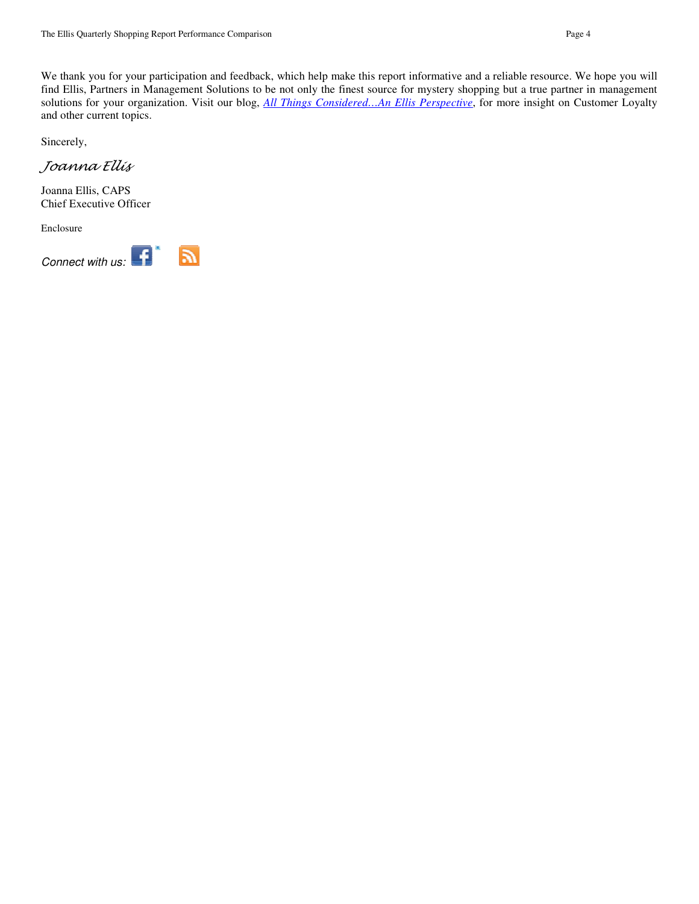We thank you for your participation and feedback, which help make this report informative and a reliable resource. We hope you will find Ellis, Partners in Management Solutions to be not only the finest source for mystery shopping but a true partner in management solutions for your organization. Visit our blog, *All Things Considered…An Ellis Perspective*, for more insight on Customer Loyalty and other current topics.

Sincerely,

*Joanna Ellis*

Joanna Ellis, CAPS
Chief Executive Officer

Enclosure

*Connect with us:*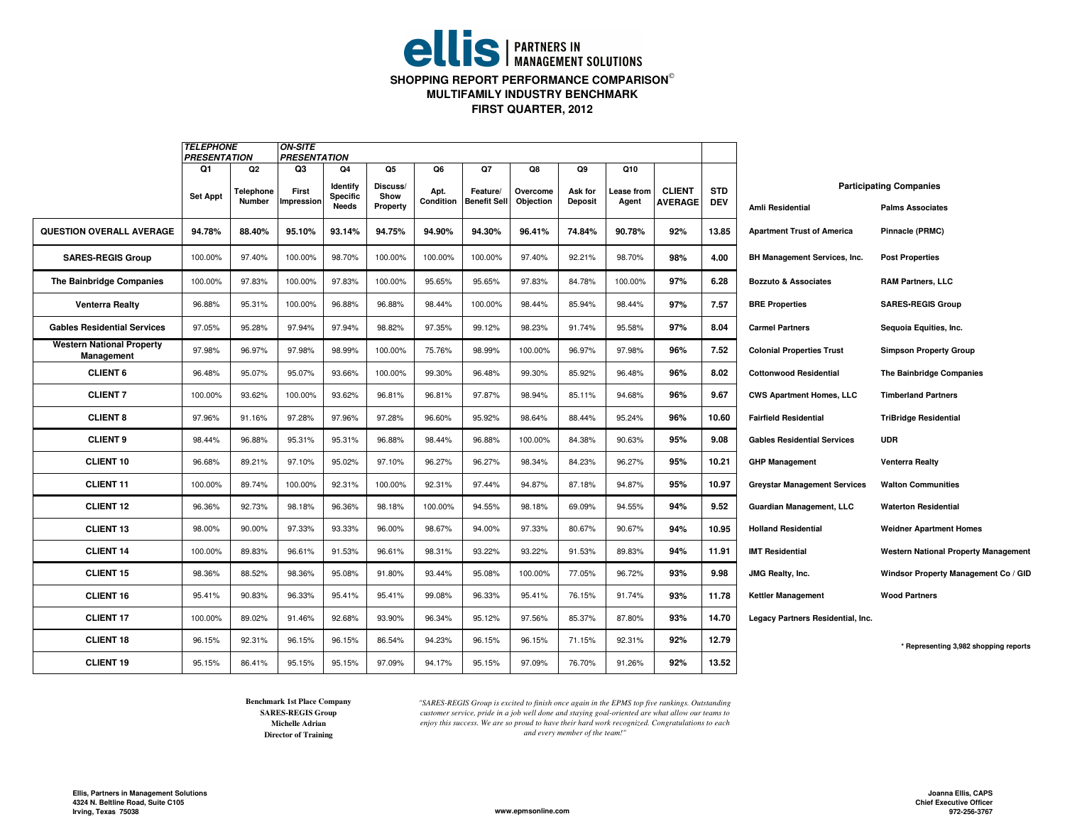**ellis | PARTNERS IN MANAGEMENT SOLUTIONS**

# SHOPPING REPORT PERFORMANCE COMPARISON©
## MULTIFAMILY INDUSTRY BENCHMARK
## FIRST QUARTER, 2012

| | *TELEPHONE PRESENTATION* | | *ON-SITE PRESENTATION* | | | | | | | | | |
|---|---|---|---|---|---|---|---|---|---|---|---|---|
| | Q1 | Q2 | Q3 | Q4 | Q5 | Q6 | Q7 | Q8 | Q9 | Q10 | | |
| | Set Appt | Telephone Number | First Impression | Identify Specific Needs | Discuss/ Show Property | Apt. Condition | Feature/ Benefit Sell | Overcome Objection | Ask for Deposit | Lease from Agent | CLIENT AVERAGE | STD DEV |
| **QUESTION OVERALL AVERAGE** | **94.78%** | **88.40%** | **95.10%** | **93.14%** | **94.75%** | **94.90%** | **94.30%** | **96.41%** | **74.84%** | **90.78%** | **92%** | **13.85** |
| **SARES-REGIS Group** | 100.00% | 97.40% | 100.00% | 98.70% | 100.00% | 100.00% | 100.00% | 97.40% | 92.21% | 98.70% | **98%** | **4.00** |
| **The Bainbridge Companies** | 100.00% | 97.83% | 100.00% | 97.83% | 100.00% | 95.65% | 95.65% | 97.83% | 84.78% | 100.00% | **97%** | **6.28** |
| **Venterra Realty** | 96.88% | 95.31% | 100.00% | 96.88% | 96.88% | 98.44% | 100.00% | 98.44% | 85.94% | 98.44% | **97%** | **7.57** |
| **Gables Residential Services** | 97.05% | 95.28% | 97.94% | 97.94% | 98.82% | 97.35% | 99.12% | 98.23% | 91.74% | 95.58% | **97%** | **8.04** |
| **Western National Property Management** | 97.98% | 96.97% | 97.98% | 98.99% | 100.00% | 75.76% | 98.99% | 100.00% | 96.97% | 97.98% | **96%** | **7.52** |
| **CLIENT 6** | 96.48% | 95.07% | 95.07% | 93.66% | 100.00% | 99.30% | 96.48% | 99.30% | 85.92% | 96.48% | **96%** | **8.02** |
| **CLIENT 7** | 100.00% | 93.62% | 100.00% | 93.62% | 96.81% | 96.81% | 97.87% | 98.94% | 85.11% | 94.68% | **96%** | **9.67** |
| **CLIENT 8** | 97.96% | 91.16% | 97.28% | 97.96% | 97.28% | 96.60% | 95.92% | 98.64% | 88.44% | 95.24% | **96%** | **10.60** |
| **CLIENT 9** | 98.44% | 96.88% | 95.31% | 95.31% | 96.88% | 98.44% | 96.88% | 100.00% | 84.38% | 90.63% | **95%** | **9.08** |
| **CLIENT 10** | 96.68% | 89.21% | 97.10% | 95.02% | 97.10% | 96.27% | 96.27% | 98.34% | 84.23% | 96.27% | **95%** | **10.21** |
| **CLIENT 11** | 100.00% | 89.74% | 100.00% | 92.31% | 100.00% | 92.31% | 97.44% | 94.87% | 87.18% | 94.87% | **95%** | **10.97** |
| **CLIENT 12** | 96.36% | 92.73% | 98.18% | 96.36% | 98.18% | 100.00% | 94.55% | 98.18% | 69.09% | 94.55% | **94%** | **9.52** |
| **CLIENT 13** | 98.00% | 90.00% | 97.33% | 93.33% | 96.00% | 98.67% | 94.00% | 97.33% | 80.67% | 90.67% | **94%** | **10.95** |
| **CLIENT 14** | 100.00% | 89.83% | 96.61% | 91.53% | 96.61% | 98.31% | 93.22% | 93.22% | 91.53% | 89.83% | **94%** | **11.91** |
| **CLIENT 15** | 98.36% | 88.52% | 98.36% | 95.08% | 91.80% | 93.44% | 95.08% | 100.00% | 77.05% | 96.72% | **93%** | **9.98** |
| **CLIENT 16** | 95.41% | 90.83% | 96.33% | 95.41% | 95.41% | 99.08% | 96.33% | 95.41% | 76.15% | 91.74% | **93%** | **11.78** |
| **CLIENT 17** | 100.00% | 89.02% | 91.46% | 92.68% | 93.90% | 96.34% | 95.12% | 97.56% | 85.37% | 87.80% | **93%** | **14.70** |
| **CLIENT 18** | 96.15% | 92.31% | 96.15% | 96.15% | 86.54% | 94.23% | 96.15% | 96.15% | 71.15% | 92.31% | **92%** | **12.79** |
| **CLIENT 19** | 95.15% | 86.41% | 95.15% | 95.15% | 97.09% | 94.17% | 95.15% | 97.09% | 76.70% | 91.26% | **92%** | **13.52** |

### Participating Companies

| | |
|---|---|
| **Amli Residential** | **Palms Associates** |
| **Apartment Trust of America** | **Pinnacle (PRMC)** |
| **BH Management Services, Inc.** | **Post Properties** |
| **Bozzuto & Associates** | **RAM Partners, LLC** |
| **BRE Properties** | **SARES-REGIS Group** |
| **Carmel Partners** | **Sequoia Equities, Inc.** |
| **Colonial Properties Trust** | **Simpson Property Group** |
| **Cottonwood Residential** | **The Bainbridge Companies** |
| **CWS Apartment Homes, LLC** | **Timberland Partners** |
| **Fairfield Residential** | **TriBridge Residential** |
| **Gables Residential Services** | **UDR** |
| **GHP Management** | **Venterra Realty** |
| **Greystar Management Services** | **Walton Communities** |
| **Guardian Management, LLC** | **Waterton Residential** |
| **Holland Residential** | **Weidner Apartment Homes** |
| **IMT Residential** | **Western National Property Management** |
| **JMG Realty, Inc.** | **Windsor Property Management Co / GID** |
| **Kettler Management** | **Wood Partners** |
| **Legacy Partners Residential, Inc.** | |

**\* Representing 3,982 shopping reports**

**Benchmark 1st Place Company**
**SARES-REGIS Group**
**Michelle Adrian**
**Director of Training**

*"SARES-REGIS Group is excited to finish once again in the EPMS top five rankings. Outstanding customer service, pride in a job well done and staying goal-oriented are what allow our teams to enjoy this success. We are so proud to have their hard work recognized. Congratulations to each and every member of the team!"*

**Ellis, Partners in Management Solutions**
**4324 N. Beltline Road, Suite C105**
**Irving, Texas 75038**

**www.epmsonline.com**

**Joanna Ellis, CAPS**
**Chief Executive Officer**
**972-256-3767**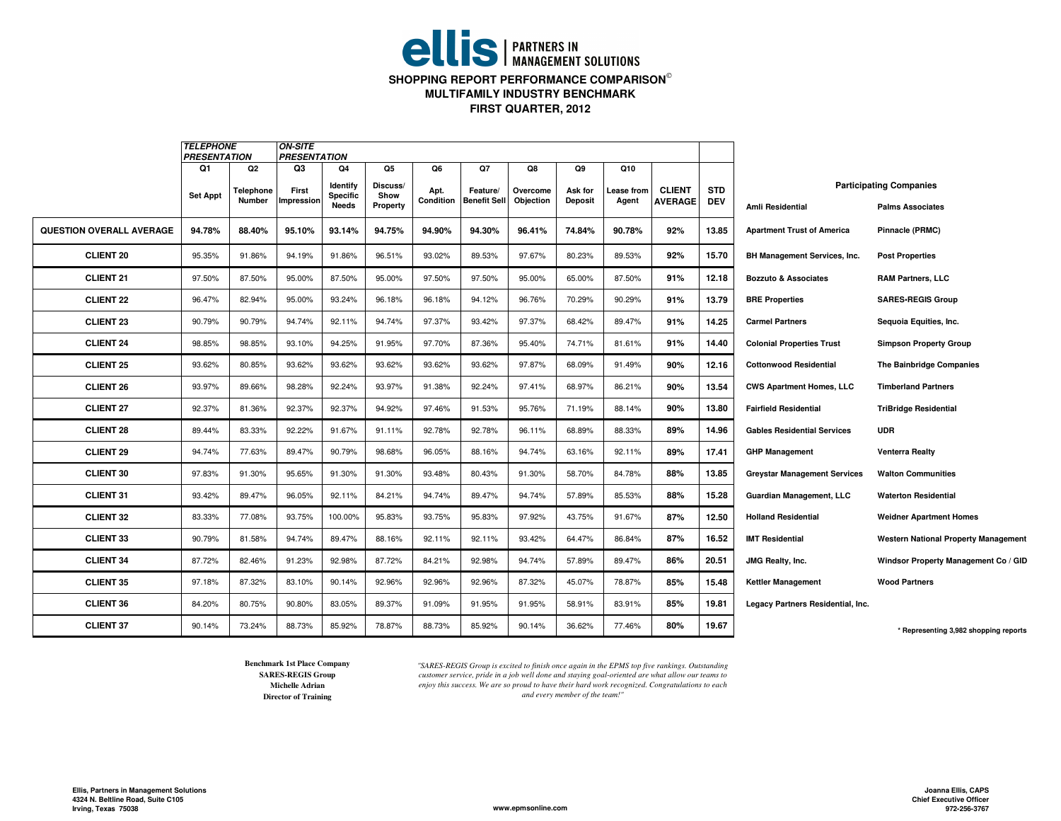# ellis | PARTNERS IN MANAGEMENT SOLUTIONS

## SHOPPING REPORT PERFORMANCE COMPARISON©
## MULTIFAMILY INDUSTRY BENCHMARK
## FIRST QUARTER, 2012

| | TELEPHONE PRESENTATION | | ON-SITE PRESENTATION | | | | | | | | | |
|---|---|---|---|---|---|---|---|---|---|---|---|---|
| | Q1 | Q2 | Q3 | Q4 | Q5 | Q6 | Q7 | Q8 | Q9 | Q10 | | |
| | Set Appt | Telephone Number | First Impression | Identify Specific Needs | Discuss/ Show Property | Apt. Condition | Feature/ Benefit Sell | Overcome Objection | Ask for Deposit | Lease from Agent | CLIENT AVERAGE | STD DEV |
| **QUESTION OVERALL AVERAGE** | **94.78%** | **88.40%** | **95.10%** | **93.14%** | **94.75%** | **94.90%** | **94.30%** | **96.41%** | **74.84%** | **90.78%** | **92%** | **13.85** |
| **CLIENT 20** | 95.35% | 91.86% | 94.19% | 91.86% | 96.51% | 93.02% | 89.53% | 97.67% | 80.23% | 89.53% | **92%** | **15.70** |
| **CLIENT 21** | 97.50% | 87.50% | 95.00% | 87.50% | 95.00% | 97.50% | 97.50% | 95.00% | 65.00% | 87.50% | **91%** | **12.18** |
| **CLIENT 22** | 96.47% | 82.94% | 95.00% | 93.24% | 96.18% | 96.18% | 94.12% | 96.76% | 70.29% | 90.29% | **91%** | **13.79** |
| **CLIENT 23** | 90.79% | 90.79% | 94.74% | 92.11% | 94.74% | 97.37% | 93.42% | 97.37% | 68.42% | 89.47% | **91%** | **14.25** |
| **CLIENT 24** | 98.85% | 98.85% | 93.10% | 94.25% | 91.95% | 97.70% | 87.36% | 95.40% | 74.71% | 81.61% | **91%** | **14.40** |
| **CLIENT 25** | 93.62% | 80.85% | 93.62% | 93.62% | 93.62% | 93.62% | 93.62% | 97.87% | 68.09% | 91.49% | **90%** | **12.16** |
| **CLIENT 26** | 93.97% | 89.66% | 98.28% | 92.24% | 93.97% | 91.38% | 92.24% | 97.41% | 68.97% | 86.21% | **90%** | **13.54** |
| **CLIENT 27** | 92.37% | 81.36% | 92.37% | 92.37% | 94.92% | 97.46% | 91.53% | 95.76% | 71.19% | 88.14% | **90%** | **13.80** |
| **CLIENT 28** | 89.44% | 83.33% | 92.22% | 91.67% | 91.11% | 92.78% | 92.78% | 96.11% | 68.89% | 88.33% | **89%** | **14.96** |
| **CLIENT 29** | 94.74% | 77.63% | 89.47% | 90.79% | 98.68% | 96.05% | 88.16% | 94.74% | 63.16% | 92.11% | **89%** | **17.41** |
| **CLIENT 30** | 97.83% | 91.30% | 95.65% | 91.30% | 91.30% | 93.48% | 80.43% | 91.30% | 58.70% | 84.78% | **88%** | **13.85** |
| **CLIENT 31** | 93.42% | 89.47% | 96.05% | 92.11% | 84.21% | 94.74% | 89.47% | 94.74% | 57.89% | 85.53% | **88%** | **15.28** |
| **CLIENT 32** | 83.33% | 77.08% | 93.75% | 100.00% | 95.83% | 93.75% | 95.83% | 97.92% | 43.75% | 91.67% | **87%** | **12.50** |
| **CLIENT 33** | 90.79% | 81.58% | 94.74% | 89.47% | 88.16% | 92.11% | 92.11% | 93.42% | 64.47% | 86.84% | **87%** | **16.52** |
| **CLIENT 34** | 87.72% | 82.46% | 91.23% | 92.98% | 87.72% | 84.21% | 92.98% | 94.74% | 57.89% | 89.47% | **86%** | **20.51** |
| **CLIENT 35** | 97.18% | 87.32% | 83.10% | 90.14% | 92.96% | 92.96% | 92.96% | 87.32% | 45.07% | 78.87% | **85%** | **15.48** |
| **CLIENT 36** | 84.20% | 80.75% | 90.80% | 83.05% | 89.37% | 91.09% | 91.95% | 91.95% | 58.91% | 83.91% | **85%** | **19.81** |
| **CLIENT 37** | 90.14% | 73.24% | 88.73% | 85.92% | 78.87% | 88.73% | 85.92% | 90.14% | 36.62% | 77.46% | **80%** | **19.67** |

**Participating Companies**

| | |
|---|---|
| Amli Residential | Palms Associates |
| Apartment Trust of America | Pinnacle (PRMC) |
| BH Management Services, Inc. | Post Properties |
| Bozzuto & Associates | RAM Partners, LLC |
| BRE Properties | SARES•REGIS Group |
| Carmel Partners | Sequoia Equities, Inc. |
| Colonial Properties Trust | Simpson Property Group |
| Cottonwood Residential | The Bainbridge Companies |
| CWS Apartment Homes, LLC | Timberland Partners |
| Fairfield Residential | TriBridge Residential |
| Gables Residential Services | UDR |
| GHP Management | Venterra Realty |
| Greystar Management Services | Walton Communities |
| Guardian Management, LLC | Waterton Residential |
| Holland Residential | Weidner Apartment Homes |
| IMT Residential | Western National Property Management |
| JMG Realty, Inc. | Windsor Property Management Co / GID |
| Kettler Management | Wood Partners |
| Legacy Partners Residential, Inc. | |

\* Representing 3,982 shopping reports

**Benchmark 1st Place Company**
**SARES-REGIS Group**
**Michelle Adrian**
**Director of Training**

*"SARES-REGIS Group is excited to finish once again in the EPMS top five rankings. Outstanding customer service, pride in a job well done and staying goal-oriented are what allow our teams to enjoy this success. We are so proud to have their hard work recognized. Congratulations to each and every member of the team!"*

**Ellis, Partners in Management Solutions**
**4324 N. Beltline Road, Suite C105**
**Irving, Texas 75038**

**www.epmsonline.com**

**Joanna Ellis, CAPS**
**Chief Executive Officer**
**972-256-3767**